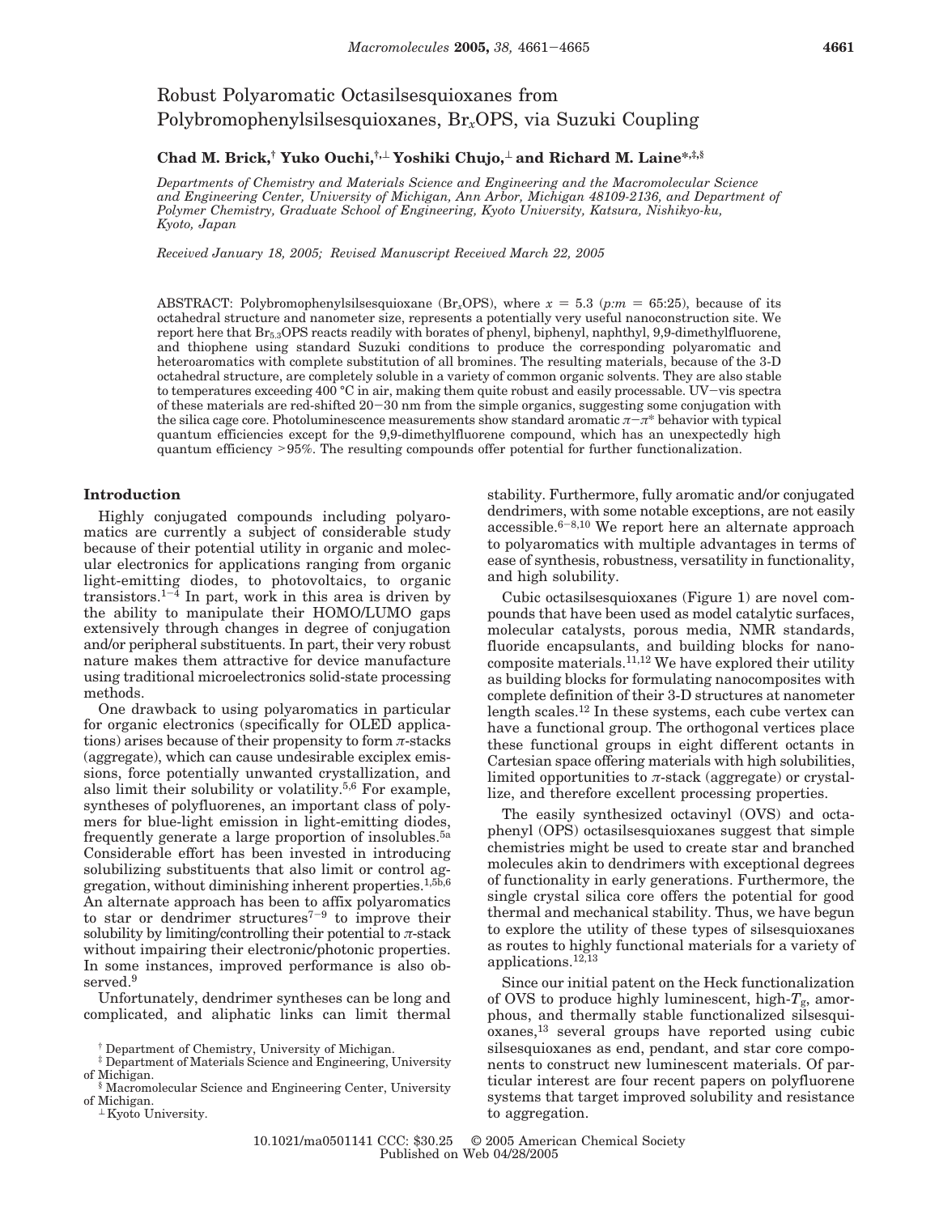# Robust Polyaromatic Octasilsesquioxanes from Polybromophenylsilsesquioxanes, $Br_xOPS$, via Suzuki Coupling

**Chad M. Brick,[†] Yuko Ouchi,[†,⊥] Yoshiki Chujo,[⊥] and Richard M. Laine*[,‡,§]**

*Departments of Chemistry and Materials Science and Engineering and the Macromolecular Science and Engineering Center, University of Michigan, Ann Arbor, Michigan 48109-2136, and Department of Polymer Chemistry, Graduate School of Engineering, Kyoto University, Katsura, Nishikyo-ku, Kyoto, Japan*

*Received January 18, 2005; Revised Manuscript Received March 22, 2005*

ABSTRACT: Polybromophenylsilsesquioxane ($Br_xOPS$), where $x = 5.3$ ($p$:$m$ = 65:25), because of its octahedral structure and nanometer size, represents a potentially very useful nanoconstruction site. We report here that $Br_{5.3}OPS$ reacts readily with borates of phenyl, biphenyl, naphthyl, 9,9-dimethylfluorene, and thiophene using standard Suzuki conditions to produce the corresponding polyaromatic and heteroaromatics with complete substitution of all bromines. The resulting materials, because of the 3-D octahedral structure, are completely soluble in a variety of common organic solvents. They are also stable to temperatures exceeding 400 °C in air, making them quite robust and easily processable. UV−vis spectra of these materials are red-shifted 20−30 nm from the simple organics, suggesting some conjugation with the silica cage core. Photoluminescence measurements show standard aromatic $\pi-\pi^*$ behavior with typical quantum efficiencies except for the 9,9-dimethylfluorene compound, which has an unexpectedly high quantum efficiency >95%. The resulting compounds offer potential for further functionalization.

## Introduction

Highly conjugated compounds including polyaromatics are currently a subject of considerable study because of their potential utility in organic and molecular electronics for applications ranging from organic light-emitting diodes, to photovoltaics, to organic transistors.[1−4] In part, work in this area is driven by the ability to manipulate their HOMO/LUMO gaps extensively through changes in degree of conjugation and/or peripheral substituents. In part, their very robust nature makes them attractive for device manufacture using traditional microelectronics solid-state processing methods.

One drawback to using polyaromatics in particular for organic electronics (specifically for OLED applications) arises because of their propensity to form $\pi$-stacks (aggregate), which can cause undesirable exciplex emissions, force potentially unwanted crystallization, and also limit their solubility or volatility.[5,6] For example, syntheses of polyfluorenes, an important class of polymers for blue-light emission in light-emitting diodes, frequently generate a large proportion of insolubles.[5a] Considerable effort has been invested in introducing solubilizing substituents that also limit or control aggregation, without diminishing inherent properties.[1,5b,6] An alternate approach has been to affix polyaromatics to star or dendrimer structures[7−9] to improve their solubility by limiting/controlling their potential to $\pi$-stack without impairing their electronic/photonic properties. In some instances, improved performance is also observed.[9]

Unfortunately, dendrimer syntheses can be long and complicated, and aliphatic links can limit thermal stability. Furthermore, fully aromatic and/or conjugated dendrimers, with some notable exceptions, are not easily accessible.[6−8,10] We report here an alternate approach to polyaromatics with multiple advantages in terms of ease of synthesis, robustness, versatility in functionality, and high solubility.

Cubic octasilsesquioxanes (Figure 1) are novel compounds that have been used as model catalytic surfaces, molecular catalysts, porous media, NMR standards, fluoride encapsulants, and building blocks for nanocomposite materials.[11,12] We have explored their utility as building blocks for formulating nanocomposites with complete definition of their 3-D structures at nanometer length scales.[12] In these systems, each cube vertex can have a functional group. The orthogonal vertices place these functional groups in eight different octants in Cartesian space offering materials with high solubilities, limited opportunities to $\pi$-stack (aggregate) or crystallize, and therefore excellent processing properties.

The easily synthesized octavinyl (OVS) and octaphenyl (OPS) octasilsesquioxanes suggest that simple chemistries might be used to create star and branched molecules akin to dendrimers with exceptional degrees of functionality in early generations. Furthermore, the single crystal silica core offers the potential for good thermal and mechanical stability. Thus, we have begun to explore the utility of these types of silsesquioxanes as routes to highly functional materials for a variety of applications.[12,13]

Since our initial patent on the Heck functionalization of OVS to produce highly luminescent, high-$T_g$, amorphous, and thermally stable functionalized silsesquioxanes,[13] several groups have reported using cubic silsesquioxanes as end, pendant, and star core components to construct new luminescent materials. Of particular interest are four recent papers on polyfluorene systems that target improved solubility and resistance to aggregation.

[†] Department of Chemistry, University of Michigan.
[‡] Department of Materials Science and Engineering, University of Michigan.
[§] Macromolecular Science and Engineering Center, University of Michigan.
[⊥] Kyoto University.

10.1021/ma0501141 CCC: $30.25 © 2005 American Chemical Society
Published on Web 04/28/2005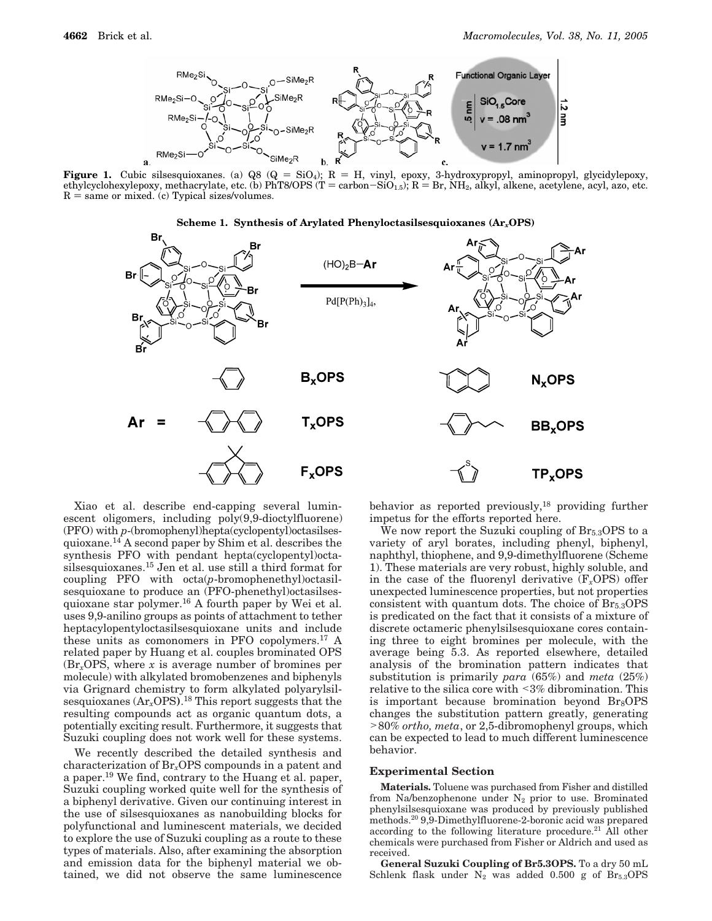**Figure 1.** Cubic silsesquioxanes. (a) Q8 (Q = $SiO_4$); R = H, vinyl, epoxy, 3-hydroxypropyl, aminopropyl, glycidylepoxy, ethylcyclohexylepoxy, methacrylate, etc. (b) PhT8/OPS (T = carbon−$SiO_{1.5}$); R = Br, $NH_2$, alkyl, alkene, acetylene, acyl, azo, etc. R = same or mixed. (c) Typical sizes/volumes.

**Scheme 1. Synthesis of Arylated Phenyloctasilsesquioxanes ($Ar_x$OPS)**

Xiao et al. describe end-capping several luminescent oligomers, including poly(9,9-dioctylfluorene) (PFO) with *p*-(bromophenyl)hepta(cyclopentyl)octasilsesquioxane.[14] A second paper by Shim et al. describes the synthesis PFO with pendant hepta(cyclopentyl)octasilsesquioxanes.[15] Jen et al. use still a third format for coupling PFO with octa(*p*-bromophenethyl)octasilsesquioxane to produce an (PFO-phenethyl)octasilsesquioxane star polymer.[16] A fourth paper by Wei et al. uses 9,9-anilino groups as points of attachment to tether heptacylopentyloctasilsesquioxane units and include these units as comonomers in PFO copolymers.[17] A related paper by Huang et al. couples brominated OPS ($Br_x$OPS, where *x* is average number of bromines per molecule) with alkylated bromobenzenes and biphenyls via Grignard chemistry to form alkylated polyarylsilsesquioxanes ($Ar_x$OPS).[18] This report suggests that the resulting compounds act as organic quantum dots, a potentially exciting result. Furthermore, it suggests that Suzuki coupling does not work well for these systems.

We recently described the detailed synthesis and characterization of $Br_x$OPS compounds in a patent and a paper.[19] We find, contrary to the Huang et al. paper, Suzuki coupling worked quite well for the synthesis of a biphenyl derivative. Given our continuing interest in the use of silsesquioxanes as nanobuilding blocks for polyfunctional and luminescent materials, we decided to explore the use of Suzuki coupling as a route to these types of materials. Also, after examining the absorption and emission data for the biphenyl material we obtained, we did not observe the same luminescence behavior as reported previously,[18] providing further impetus for the efforts reported here.

We now report the Suzuki coupling of $Br_{5.3}$OPS to a variety of aryl borates, including phenyl, biphenyl, naphthyl, thiophene, and 9,9-dimethylfluorene (Scheme 1). These materials are very robust, highly soluble, and in the case of the fluorenyl derivative ($F_x$OPS) offer unexpected luminescence properties, but not properties consistent with quantum dots. The choice of $Br_{5.3}$OPS is predicated on the fact that it consists of a mixture of discrete octameric phenylsilsesquioxane cores containing three to eight bromines per molecule, with the average being 5.3. As reported elsewhere, detailed analysis of the bromination pattern indicates that substitution is primarily *para* (65%) and *meta* (25%) relative to the silica core with <3% dibromination. This is important because bromination beyond $Br_8$OPS changes the substitution pattern greatly, generating >80% *ortho, meta*, or 2,5-dibromophenyl groups, which can be expected to lead to much different luminescence behavior.

## Experimental Section

**Materials.** Toluene was purchased from Fisher and distilled from Na/benzophenone under $N_2$ prior to use. Brominated phenylsilsesquioxane was produced by previously published methods.[20] 9,9-Dimethylfluorene-2-boronic acid was prepared according to the following literature procedure.[21] All other chemicals were purchased from Fisher or Aldrich and used as received.

**General Suzuki Coupling of Br5.3OPS.** To a dry 50 mL Schlenk flask under $N_2$ was added 0.500 g of $Br_{5.3}$OPS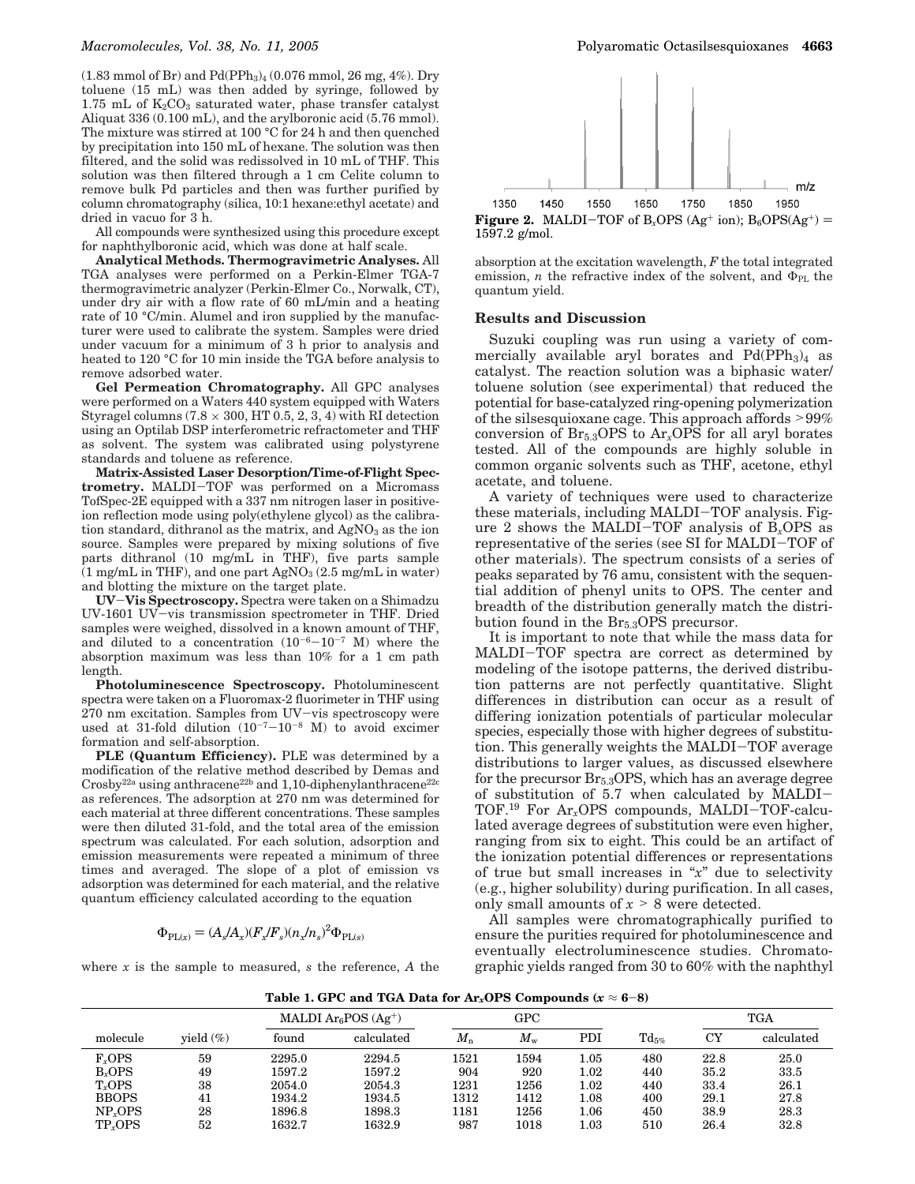(1.83 mmol of Br) and $Pd(PPh_3)_4$ (0.076 mmol, 26 mg, 4%). Dry toluene (15 mL) was then added by syringe, followed by 1.75 mL of $K_2CO_3$ saturated water, phase transfer catalyst Aliquat 336 (0.100 mL), and the arylboronic acid (5.76 mmol). The mixture was stirred at 100 °C for 24 h and then quenched by precipitation into 150 mL of hexane. The solution was then filtered, and the solid was redissolved in 10 mL of THF. This solution was then filtered through a 1 cm Celite column to remove bulk Pd particles and then was further purified by column chromatography (silica, 10:1 hexane:ethyl acetate) and dried in vacuo for 3 h.

All compounds were synthesized using this procedure except for naphthylboronic acid, which was done at half scale.

**Analytical Methods. Thermogravimetric Analyses.** All TGA analyses were performed on a Perkin-Elmer TGA-7 thermogravimetric analyzer (Perkin-Elmer Co., Norwalk, CT), under dry air with a flow rate of 60 mL/min and a heating rate of 10 °C/min. Alumel and iron supplied by the manufacturer were used to calibrate the system. Samples were dried under vacuum for a minimum of 3 h prior to analysis and heated to 120 °C for 10 min inside the TGA before analysis to remove adsorbed water.

**Gel Permeation Chromatography.** All GPC analyses were performed on a Waters 440 system equipped with Waters Styragel columns (7.8 × 300, HT 0.5, 2, 3, 4) with RI detection using an Optilab DSP interferometric refractometer and THF as solvent. The system was calibrated using polystyrene standards and toluene as reference.

**Matrix-Assisted Laser Desorption/Time-of-Flight Spectrometry.** MALDI–TOF was performed on a Micromass TofSpec-2E equipped with a 337 nm nitrogen laser in positive-ion reflection mode using poly(ethylene glycol) as the calibration standard, dithranol as the matrix, and $AgNO_3$ as the ion source. Samples were prepared by mixing solutions of five parts dithranol (10 mg/mL in THF), five parts sample (1 mg/mL in THF), and one part $AgNO_3$ (2.5 mg/mL in water) and blotting the mixture on the target plate.

**UV–Vis Spectroscopy.** Spectra were taken on a Shimadzu UV-1601 UV–vis transmission spectrometer in THF. Dried samples were weighed, dissolved in a known amount of THF, and diluted to a concentration ($10^{-6}$–$10^{-7}$ M) where the absorption maximum was less than 10% for a 1 cm path length.

**Photoluminescence Spectroscopy.** Photoluminescent spectra were taken on a Fluoromax-2 fluorimeter in THF using 270 nm excitation. Samples from UV–vis spectroscopy were used at 31-fold dilution ($10^{-7}$–$10^{-8}$ M) to avoid excimer formation and self-absorption.

**PLE (Quantum Efficiency).** PLE was determined by a modification of the relative method described by Demas and Crosby[22a] using anthracene[22b] and 1,10-diphenylanthracene[22c] as references. The adsorption at 270 nm was determined for each material at three different concentrations. These samples were then diluted 31-fold, and the total area of the emission spectrum was calculated. For each solution, adsorption and emission measurements were repeated a minimum of three times and averaged. The slope of a plot of emission vs adsorption was determined for each material, and the relative quantum efficiency calculated according to the equation

$$\Phi_{PL(x)} = (A_s/A_x)(F_x/F_s)(n_x/n_s)^2\Phi_{PL(s)}$$

where $x$ is the sample to measured, $s$ the reference, $A$ the absorption at the excitation wavelength, $F$ the total integrated emission, $n$ the refractive index of the solvent, and $\Phi_{PL}$ the quantum yield.

**Figure 2.** MALDI–TOF of $B_x$OPS ($Ag^+$ ion); $B_6$OPS($Ag^+$) = 1597.2 g/mol.

## Results and Discussion

Suzuki coupling was run using a variety of commercially available aryl borates and $Pd(PPh_3)_4$ as catalyst. The reaction solution was a biphasic water/toluene solution (see experimental) that reduced the potential for base-catalyzed ring-opening polymerization of the silsesquioxane cage. This approach affords >99% conversion of $Br_{5.3}$OPS to $Ar_x$OPS for all aryl borates tested. All of the compounds are highly soluble in common organic solvents such as THF, acetone, ethyl acetate, and toluene.

A variety of techniques were used to characterize these materials, including MALDI–TOF analysis. Figure 2 shows the MALDI–TOF analysis of $B_x$OPS as representative of the series (see SI for MALDI–TOF of other materials). The spectrum consists of a series of peaks separated by 76 amu, consistent with the sequential addition of phenyl units to OPS. The center and breadth of the distribution generally match the distribution found in the $Br_{5.3}$OPS precursor.

It is important to note that while the mass data for MALDI–TOF spectra are correct as determined by modeling of the isotope patterns, the derived distribution patterns are not perfectly quantitative. Slight differences in distribution can occur as a result of differing ionization potentials of particular molecular species, especially those with higher degrees of substitution. This generally weights the MALDI–TOF average distributions to larger values, as discussed elsewhere for the precursor $Br_{5.3}$OPS, which has an average degree of substitution of 5.7 when calculated by MALDI–TOF.[19] For $Ar_x$OPS compounds, MALDI–TOF-calculated average degrees of substitution were even higher, ranging from six to eight. This could be an artifact of the ionization potential differences or representations of true but small increases in "$x$" due to selectivity (e.g., higher solubility) during purification. In all cases, only small amounts of $x > 8$ were detected.

All samples were chromatographically purified to ensure the purities required for photoluminescence and eventually electroluminescence studies. Chromatographic yields ranged from 30 to 60% with the naphthyl

**Table 1. GPC and TGA Data for $Ar_x$OPS Compounds ($x \approx 6$–$8$)**

| molecule | yield (%) | MALDI $Ar_6$POS ($Ag^+$) | | GPC | | | | TGA | |
|---|---|---|---|---|---|---|---|---|---|
| | | found | calculated | $M_n$ | $M_w$ | PDI | $Td_{5\%}$ | CY | calculated |
| $F_x$OPS | 59 | 2295.0 | 2294.5 | 1521 | 1594 | 1.05 | 480 | 22.8 | 25.0 |
| $B_x$OPS | 49 | 1597.2 | 1597.2 | 904 | 920 | 1.02 | 440 | 35.2 | 33.5 |
| $T_x$OPS | 38 | 2054.0 | 2054.3 | 1231 | 1256 | 1.02 | 440 | 33.4 | 26.1 |
| BBOPS | 41 | 1934.2 | 1934.5 | 1312 | 1412 | 1.08 | 400 | 29.1 | 27.8 |
| $NP_x$OPS | 28 | 1896.8 | 1898.3 | 1181 | 1256 | 1.06 | 450 | 38.9 | 28.3 |
| $TP_x$OPS | 52 | 1632.7 | 1632.9 | 987 | 1018 | 1.03 | 510 | 26.4 | 32.8 |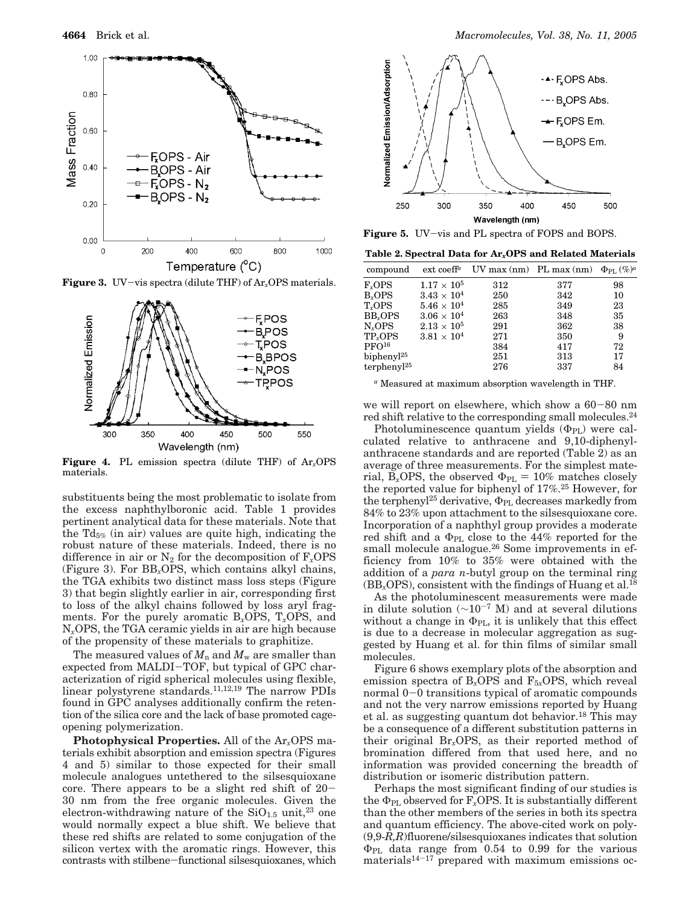Figure 3. UV–vis spectra (dilute THF) of $Ar_xOPS$ materials.

Figure 4. PL emission spectra (dilute THF) of $Ar_xOPS$ materials.

substituents being the most problematic to isolate from the excess naphthylboronic acid. Table 1 provides pertinent analytical data for these materials. Note that the $Td_{5\%}$ (in air) values are quite high, indicating the robust nature of these materials. Indeed, there is no difference in air or $N_2$ for the decomposition of $F_xOPS$ (Figure 3). For $BB_xOPS$, which contains alkyl chains, the TGA exhibits two distinct mass loss steps (Figure 3) that begin slightly earlier in air, corresponding first to loss of the alkyl chains followed by loss aryl fragments. For the purely aromatic $B_xOPS$, $T_xOPS$, and $N_xOPS$, the TGA ceramic yields in air are high because of the propensity of these materials to graphitize.

The measured values of $M_n$ and $M_w$ are smaller than expected from MALDI–TOF, but typical of GPC characterization of rigid spherical molecules using flexible, linear polystyrene standards.[11,12,19] The narrow PDIs found in GPC analyses additionally confirm the retention of the silica core and the lack of base promoted cage-opening polymerization.

**Photophysical Properties.** All of the $Ar_xOPS$ materials exhibit absorption and emission spectra (Figures 4 and 5) similar to those expected for their small molecule analogues untethered to the silsesquioxane core. There appears to be a slight red shift of 20–30 nm from the free organic molecules. Given the electron-withdrawing nature of the $SiO_{1.5}$ unit,[23] one would normally expect a blue shift. We believe that these red shifts are related to some conjugation of the silicon vertex with the aromatic rings. However, this contrasts with stilbene–functional silsesquioxanes, which we will report on elsewhere, which show a 60–80 nm red shift relative to the corresponding small molecules.[24]

Figure 5. UV–vis and PL spectra of FOPS and BOPS.

**Table 2. Spectral Data for $Ar_xOPS$ and Related Materials**

| compound | ext coeff[a] | UV max (nm) | PL max (nm) | $\Phi_{PL}$ (%)[a] |
|---|---|---|---|---|
| $F_xOPS$ | $1.17 \times 10^5$ | 312 | 377 | 98 |
| $B_xOPS$ | $3.43 \times 10^4$ | 250 | 342 | 10 |
| $T_xOPS$ | $5.46 \times 10^4$ | 285 | 349 | 23 |
| $BB_xOPS$ | $3.06 \times 10^4$ | 263 | 348 | 35 |
| $N_xOPS$ | $2.13 \times 10^5$ | 291 | 362 | 38 |
| $TP_xOPS$ | $3.81 \times 10^4$ | 271 | 350 | 9 |
| PFO[16] | | 384 | 417 | 72 |
| biphenyl[25] | | 251 | 313 | 17 |
| terphenyl[25] | | 276 | 337 | 84 |

[a] Measured at maximum absorption wavelength in THF.

Photoluminescence quantum yields ($\Phi_{PL}$) were calculated relative to anthracene and 9,10-diphenylanthracene standards and are reported (Table 2) as an average of three measurements. For the simplest material, $B_xOPS$, the observed $\Phi_{PL}$ = 10% matches closely the reported value for biphenyl of 17%.[25] However, for the terphenyl[25] derivative, $\Phi_{PL}$ decreases markedly from 84% to 23% upon attachment to the silsesquioxane core. Incorporation of a naphthyl group provides a moderate red shift and a $\Phi_{PL}$ close to the 44% reported for the small molecule analogue.[26] Some improvements in efficiency from 10% to 35% were obtained with the addition of a *para n*-butyl group on the terminal ring ($BB_xOPS$), consistent with the findings of Huang et al.[18]

As the photoluminescent measurements were made in dilute solution (~$10^{-7}$ M) and at several dilutions without a change in $\Phi_{PL}$, it is unlikely that this effect is due to a decrease in molecular aggregation as suggested by Huang et al. for thin films of similar small molecules.

Figure 6 shows exemplary plots of the absorption and emission spectra of $B_xOPS$ and $F_{5x}OPS$, which reveal normal 0–0 transitions typical of aromatic compounds and not the very narrow emissions reported by Huang et al. as suggesting quantum dot behavior.[18] This may be a consequence of a different substitution patterns in their original $Br_xOPS$, as their reported method of bromination differed from that used here, and no information was provided concerning the breadth of distribution or isomeric distribution pattern.

Perhaps the most significant finding of our studies is the $\Phi_{PL}$ observed for $F_xOPS$. It is substantially different than the other members of the series in both its spectra and quantum efficiency. The above-cited work on poly-(9,9-*R,R*)fluorene/silsesquioxanes indicates that solution $\Phi_{PL}$ data range from 0.54 to 0.99 for the various materials[14–17] prepared with maximum emissions oc-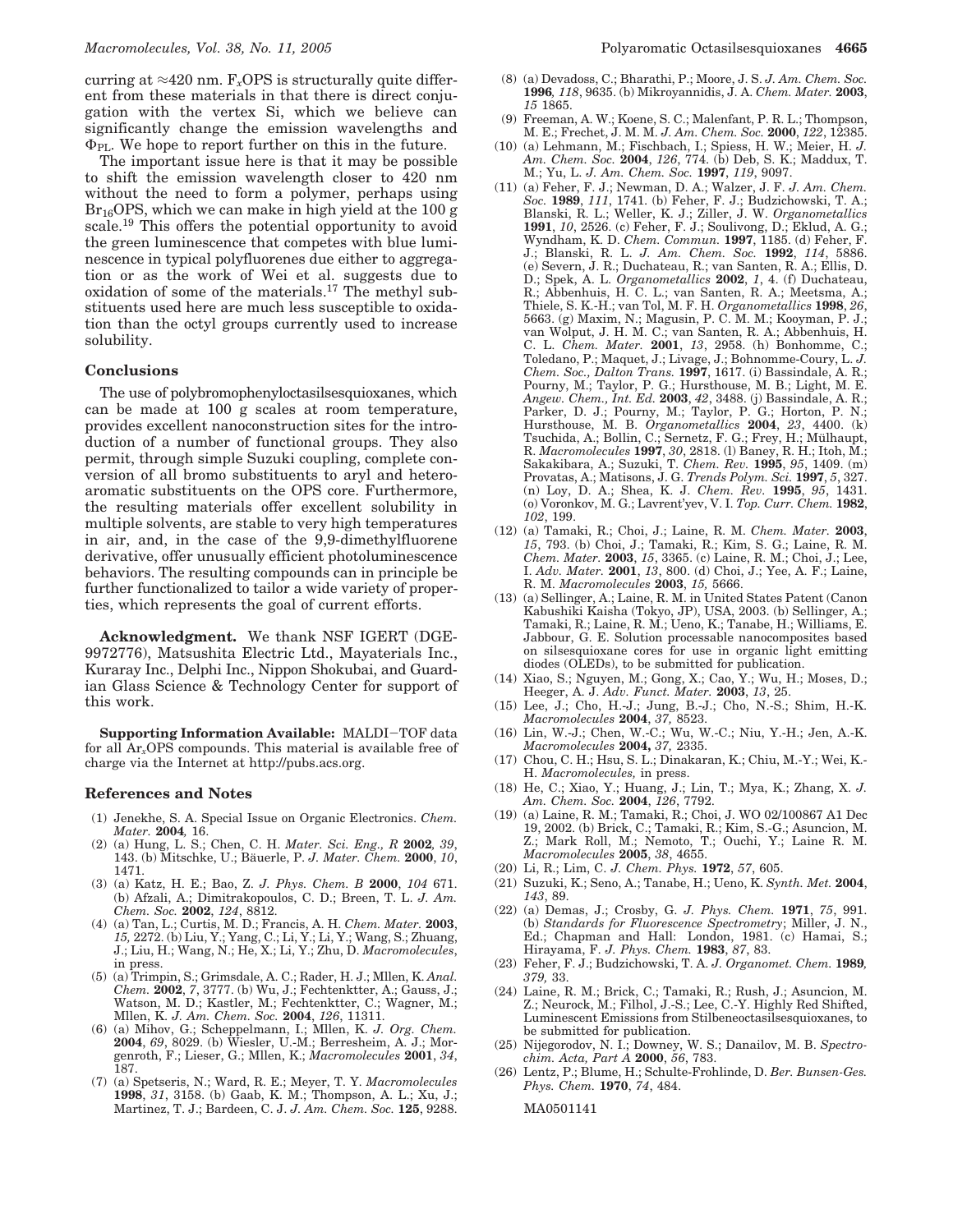curring at ≈420 nm. $F_x$OPS is structurally quite different from these materials in that there is direct conjugation with the vertex Si, which we believe can significantly change the emission wavelengths and $\Phi_{PL}$. We hope to report further on this in the future.

The important issue here is that it may be possible to shift the emission wavelength closer to 420 nm without the need to form a polymer, perhaps using $Br_{16}$OPS, which we can make in high yield at the 100 g scale.[19] This offers the potential opportunity to avoid the green luminescence that competes with blue luminescence in typical polyfluorenes due either to aggregation or as the work of Wei et al. suggests due to oxidation of some of the materials.[17] The methyl substituents used here are much less susceptible to oxidation than the octyl groups currently used to increase solubility.

## Conclusions

The use of polybromophenyloctasilsesquioxanes, which can be made at 100 g scales at room temperature, provides excellent nanoconstruction sites for the introduction of a number of functional groups. They also permit, through simple Suzuki coupling, complete conversion of all bromo substituents to aryl and heteroaromatic substituents on the OPS core. Furthermore, the resulting materials offer excellent solubility in multiple solvents, are stable to very high temperatures in air, and, in the case of the 9,9-dimethylfluorene derivative, offer unusually efficient photoluminescence behaviors. The resulting compounds can in principle be further functionalized to tailor a wide variety of properties, which represents the goal of current efforts.

**Acknowledgment.** We thank NSF IGERT (DGE-9972776), Matsushita Electric Ltd., Mayaterials Inc., Kuraray Inc., Delphi Inc., Nippon Shokubai, and Guardian Glass Science & Technology Center for support of this work.

**Supporting Information Available:** MALDI–TOF data for all $Ar_x$OPS compounds. This material is available free of charge via the Internet at http://pubs.acs.org.

## References and Notes

(1) Jenekhe, S. A. Special Issue on Organic Electronics. *Chem. Mater.* **2004**, 16.

(2) (a) Hung, L. S.; Chen, C. H. *Mater. Sci. Eng., R* **2002**, *39*, 143. (b) Mitschke, U.; Bäuerle, P. *J. Mater. Chem.* **2000**, *10*, 1471.

(3) (a) Katz, H. E.; Bao, Z. *J. Phys. Chem. B* **2000**, *104* 671. (b) Afzali, A.; Dimitrakopoulos, C. D.; Breen, T. L. *J. Am. Chem. Soc.* **2002**, *124*, 8812.

(4) (a) Tan, L.; Curtis, M. D.; Francis, A. H. *Chem. Mater.* **2003**, *15,* 2272. (b) Liu, Y.; Yang, C.; Li, Y.; Li, Y.; Wang, S.; Zhuang, J.; Liu, H.; Wang, N.; He, X.; Li, Y.; Zhu, D. *Macromolecules*, in press.

(5) (a) Trimpin, S.; Grimsdale, A. C.; Rader, H. J.; Mllen, K. *Anal. Chem.* **2002**, *7*, 3777. (b) Wu, J.; Fechtenktter, A.; Gauss, J.; Watson, M. D.; Kastler, M.; Fechtenktter, C.; Wagner, M.; Mllen, K. *J. Am. Chem. Soc.* **2004**, *126*, 11311.

(6) (a) Mihov, G.; Scheppelmann, I.; Mllen, K. *J. Org. Chem.* **2004**, *69*, 8029. (b) Wiesler, U.-M.; Berresheim, A. J.; Morgenroth, F.; Lieser, G.; Mllen, K.; *Macromolecules* **2001**, *34*, 187.

(7) (a) Spetseris, N.; Ward, R. E.; Meyer, T. Y. *Macromolecules* **1998**, *31*, 3158. (b) Gaab, K. M.; Thompson, A. L.; Xu, J.; Martinez, T. J.; Bardeen, C. J. *J. Am. Chem. Soc.* **125**, 9288.

(8) (a) Devadoss, C.; Bharathi, P.; Moore, J. S. *J. Am. Chem. Soc.* **1996***, 118*, 9635. (b) Mikroyannidis, J. A. *Chem. Mater.* **2003**, *15* 1865.

(9) Freeman, A. W.; Koene, S. C.; Malenfant, P. R. L.; Thompson, M. E.; Frechet, J. M. M. *J. Am. Chem. Soc.* **2000**, *122*, 12385.

(10) (a) Lehmann, M.; Fischbach, I.; Spiess, H. W.; Meier, H. *J. Am. Chem. Soc.* **2004**, *126*, 774. (b) Deb, S. K.; Maddux, T. M.; Yu, L. *J. Am. Chem. Soc.* **1997**, *119*, 9097.

(11) (a) Feher, F. J.; Newman, D. A.; Walzer, J. F. *J. Am. Chem. Soc.* **1989**, *111*, 1741. (b) Feher, F. J.; Budzichowski, T. A.; Blanski, R. L.; Weller, K. J.; Ziller, J. W. *Organometallics* **1991**, *10*, 2526. (c) Feher, F. J.; Soulivong, D.; Eklud, A. G.; Wyndham, K. D. *Chem. Commun.* **1997**, 1185. (d) Feher, F. J.; Blanski, R. L. *J. Am. Chem. Soc.* **1992**, *114*, 5886. (e) Severn, J. R.; Duchateau, R.; van Santen, R. A.; Ellis, D. D.; Spek, A. L. *Organometallics* **2002**, *1*, 4. (f) Duchateau, R.; Abbenhuis, H. C. L.; van Santen, R. A.; Meetsma, A.; Thiele, S. K.-H.; van Tol, M. F. H. *Organometallics* **1998**, *26*, 5663. (g) Maxim, N.; Magusin, P. C. M. M.; Kooyman, P. J.; van Wolput, J. H. M. C.; van Santen, R. A.; Abbenhuis, H. C. L. *Chem. Mater.* **2001**, *13*, 2958. (h) Bonhomme, C.; Toledano, P.; Maquet, J.; Livage, J.; Bohnomme-Coury, L. *J. Chem. Soc., Dalton Trans.* **1997**, 1617. (i) Bassindale, A. R.; Pourny, M.; Taylor, P. G.; Hursthouse, M. B.; Light, M. E. *Angew. Chem., Int. Ed.* **2003**, *42*, 3488. (j) Bassindale, A. R.; Parker, D. J.; Pourny, M.; Taylor, P. G.; Horton, P. N.; Hursthouse, M. B. *Organometallics* **2004**, *23*, 4400. (k) Tsuchida, A.; Bollin, C.; Sernetz, F. G.; Frey, H.; Mülhaupt, R. *Macromolecules* **1997**, *30*, 2818. (l) Baney, R. H.; Itoh, M.; Sakakibara, A.; Suzuki, T. *Chem. Rev.* **1995**, *95*, 1409. (m) Provatas, A.; Matisons, J. G. *Trends Polym. Sci.* **1997**, *5*, 327. (n) Loy, D. A.; Shea, K. J. *Chem. Rev.* **1995**, *95*, 1431. (o) Voronkov, M. G.; Lavrent'yev, V. I. *Top. Curr. Chem.* **1982**, *102*, 199.

(12) (a) Tamaki, R.; Choi, J.; Laine, R. M. *Chem. Mater.* **2003**, *15*, 793. (b) Choi, J.; Tamaki, R.; Kim, S. G.; Laine, R. M. *Chem. Mater.* **2003**, *15*, 3365. (c) Laine, R. M.; Choi, J.; Lee, I. *Adv. Mater.* **2001**, *13*, 800. (d) Choi, J.; Yee, A. F.; Laine, R. M. *Macromolecules* **2003**, *15,* 5666.

(13) (a) Sellinger, A.; Laine, R. M. in United States Patent (Canon Kabushiki Kaisha (Tokyo, JP), USA, 2003. (b) Sellinger, A.; Tamaki, R.; Laine, R. M.; Ueno, K.; Tanabe, H.; Williams, E. Jabbour, G. E. Solution processable nanocomposites based on silsesquioxane cores for use in organic light emitting diodes (OLEDs), to be submitted for publication.

(14) Xiao, S.; Nguyen, M.; Gong, X.; Cao, Y.; Wu, H.; Moses, D.; Heeger, A. J. *Adv. Funct. Mater.* **2003**, *13*, 25.

(15) Lee, J.; Cho, H.-J.; Jung, B.-J.; Cho, N.-S.; Shim, H.-K. *Macromolecules* **2004**, *37,* 8523.

(16) Lin, W.-J.; Chen, W.-C.; Wu, W.-C.; Niu, Y.-H.; Jen, A.-K. *Macromolecules* **2004,** *37,* 2335.

(17) Chou, C. H.; Hsu, S. L.; Dinakaran, K.; Chiu, M.-Y.; Wei, K.-H. *Macromolecules,* in press.

(18) He, C.; Xiao, Y.; Huang, J.; Lin, T.; Mya, K.; Zhang, X. *J. Am. Chem. Soc.* **2004**, *126*, 7792.

(19) (a) Laine, R. M.; Tamaki, R.; Choi, J. WO 02/100867 A1 Dec 19, 2002. (b) Brick, C.; Tamaki, R.; Kim, S.-G.; Asuncion, M. Z.; Mark Roll, M.; Nemoto, T.; Ouchi, Y.; Laine R. M. *Macromolecules* **2005**, *38*, 4655.

(20) Li, R.; Lim, C. *J. Chem. Phys.* **1972**, *57*, 605.

(21) Suzuki, K.; Seno, A.; Tanabe, H.; Ueno, K. *Synth. Met.* **2004**, *143*, 89.

(22) (a) Demas, J.; Crosby, G. *J. Phys. Chem.* **1971**, *75*, 991. (b) *Standards for Fluorescence Spectrometry*; Miller, J. N., Ed.; Chapman and Hall: London, 1981. (c) Hamai, S.; Hirayama, F. *J. Phys. Chem.* **1983**, *87*, 83.

(23) Feher, F. J.; Budzichowski, T. A. *J. Organomet. Chem.* **1989***, 379,* 33.

(24) Laine, R. M.; Brick, C.; Tamaki, R.; Rush, J.; Asuncion, M. Z.; Neurock, M.; Filhol, J.-S.; Lee, C.-Y. Highly Red Shifted, Luminescent Emissions from Stilbeneoctasilsesquioxanes, to be submitted for publication.

(25) Nijegorodov, N. I.; Downey, W. S.; Danailov, M. B. *Spectrochim. Acta, Part A* **2000**, *56*, 783.

(26) Lentz, P.; Blume, H.; Schulte-Frohlinde, D. *Ber. Bunsen-Ges. Phys. Chem.* **1970**, *74*, 484.

MA0501141